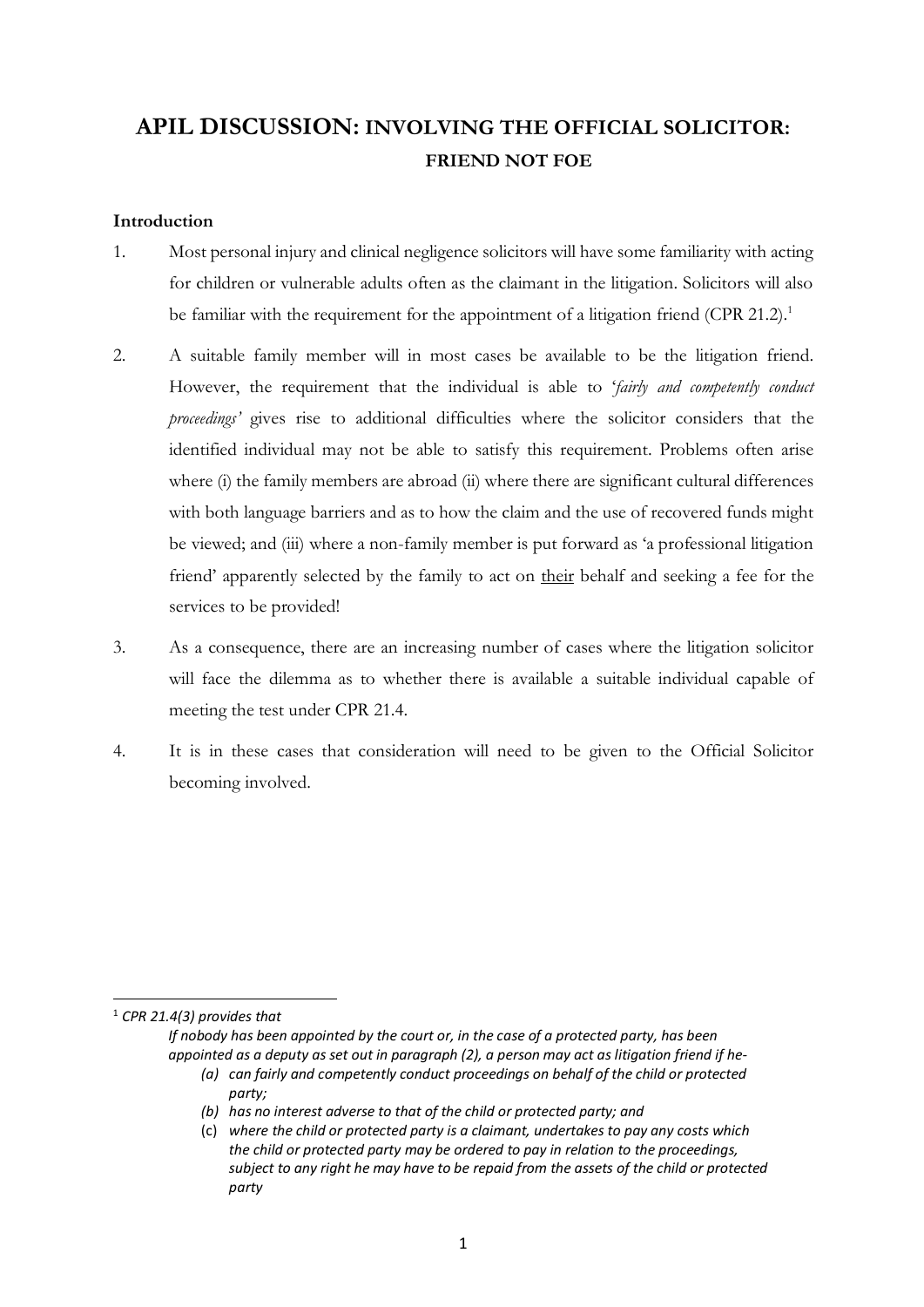# APIL DISCUSSION: INVOLVING THE OFFICIAL SOLICITOR: FRIEND NOT FOE

### Introduction

1. Most personal injury and clinical negligence solicitors will have some familiarity with acting for children or vulnerable adults often as the claimant in the litigation. Solicitors will also be familiar with the requirement for the appointment of a litigation friend (CPR 21.2).[1]

2. A suitable family member will in most cases be available to be the litigation friend. However, the requirement that the individual is able to '*fairly and competently conduct proceedings'* gives rise to additional difficulties where the solicitor considers that the identified individual may not be able to satisfy this requirement. Problems often arise where (i) the family members are abroad (ii) where there are significant cultural differences with both language barriers and as to how the claim and the use of recovered funds might be viewed; and (iii) where a non-family member is put forward as 'a professional litigation friend' apparently selected by the family to act on <u>their</u> behalf and seeking a fee for the services to be provided!

3. As a consequence, there are an increasing number of cases where the litigation solicitor will face the dilemma as to whether there is available a suitable individual capable of meeting the test under CPR 21.4.

4. It is in these cases that consideration will need to be given to the Official Solicitor becoming involved.

---

[1] *CPR 21.4(3) provides that*

> *If nobody has been appointed by the court or, in the case of a protected party, has been appointed as a deputy as set out in paragraph (2), a person may act as litigation friend if he-*
>
> *(a) can fairly and competently conduct proceedings on behalf of the child or protected party;*
>
> *(b) has no interest adverse to that of the child or protected party; and*
>
> *(c) where the child or protected party is a claimant, undertakes to pay any costs which the child or protected party may be ordered to pay in relation to the proceedings, subject to any right he may have to be repaid from the assets of the child or protected party*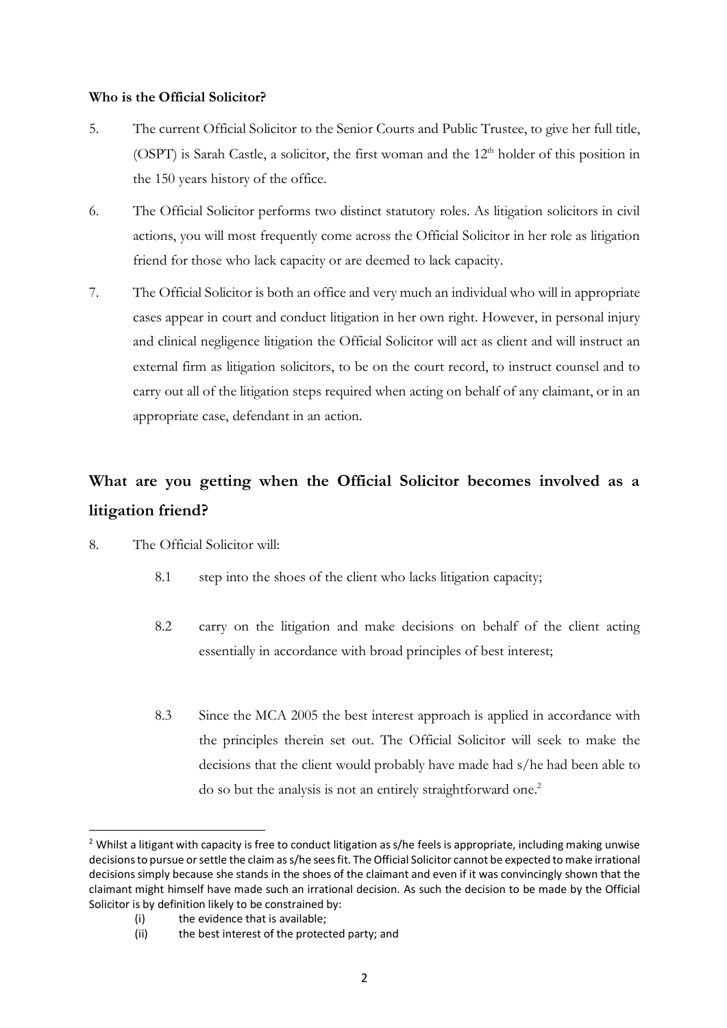**Who is the Official Solicitor?**

5. The current Official Solicitor to the Senior Courts and Public Trustee, to give her full title, (OSPT) is Sarah Castle, a solicitor, the first woman and the 12th holder of this position in the 150 years history of the office.

6. The Official Solicitor performs two distinct statutory roles. As litigation solicitors in civil actions, you will most frequently come across the Official Solicitor in her role as litigation friend for those who lack capacity or are deemed to lack capacity.

7. The Official Solicitor is both an office and very much an individual who will in appropriate cases appear in court and conduct litigation in her own right. However, in personal injury and clinical negligence litigation the Official Solicitor will act as client and will instruct an external firm as litigation solicitors, to be on the court record, to instruct counsel and to carry out all of the litigation steps required when acting on behalf of any claimant, or in an appropriate case, defendant in an action.

## What are you getting when the Official Solicitor becomes involved as a litigation friend?

8. The Official Solicitor will:

   8.1 step into the shoes of the client who lacks litigation capacity;

   8.2 carry on the litigation and make decisions on behalf of the client acting essentially in accordance with broad principles of best interest;

   8.3 Since the MCA 2005 the best interest approach is applied in accordance with the principles therein set out. The Official Solicitor will seek to make the decisions that the client would probably have made had s/he had been able to do so but the analysis is not an entirely straightforward one.[2]

---

[2] Whilst a litigant with capacity is free to conduct litigation as s/he feels is appropriate, including making unwise decisions to pursue or settle the claim as s/he sees fit. The Official Solicitor cannot be expected to make irrational decisions simply because she stands in the shoes of the claimant and even if it was convincingly shown that the claimant might himself have made such an irrational decision. As such the decision to be made by the Official Solicitor is by definition likely to be constrained by:

(i) the evidence that is available;

(ii) the best interest of the protected party; and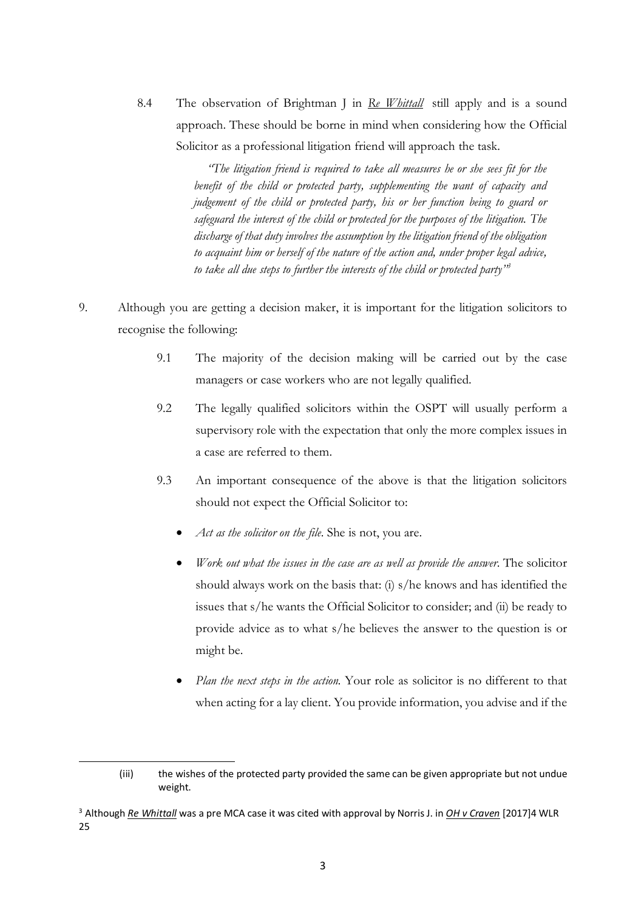8.4 The observation of Brightman J in *Re Whittall* still apply and is a sound approach. These should be borne in mind when considering how the Official Solicitor as a professional litigation friend will approach the task.

> *"The litigation friend is required to take all measures he or she sees fit for the benefit of the child or protected party, supplementing the want of capacity and judgement of the child or protected party, his or her function being to guard or safeguard the interest of the child or protected for the purposes of the litigation. The discharge of that duty involves the assumption by the litigation friend of the obligation to acquaint him or herself of the nature of the action and, under proper legal advice, to take all due steps to further the interests of the child or protected party"*[3]

9. Although you are getting a decision maker, it is important for the litigation solicitors to recognise the following:

 9.1 The majority of the decision making will be carried out by the case managers or case workers who are not legally qualified.

 9.2 The legally qualified solicitors within the OSPT will usually perform a supervisory role with the expectation that only the more complex issues in a case are referred to them.

 9.3 An important consequence of the above is that the litigation solicitors should not expect the Official Solicitor to:

 - *Act as the solicitor on the file*. She is not, you are.
 - *Work out what the issues in the case are as well as provide the answer*. The solicitor should always work on the basis that: (i) s/he knows and has identified the issues that s/he wants the Official Solicitor to consider; and (ii) be ready to provide advice as to what s/he believes the answer to the question is or might be.
 - *Plan the next steps in the action.* Your role as solicitor is no different to that when acting for a lay client. You provide information, you advise and if the

---

(iii) the wishes of the protected party provided the same can be given appropriate but not undue weight.

[3] Although *Re Whittall* was a pre MCA case it was cited with approval by Norris J. in *OH v Craven* [2017]4 WLR 25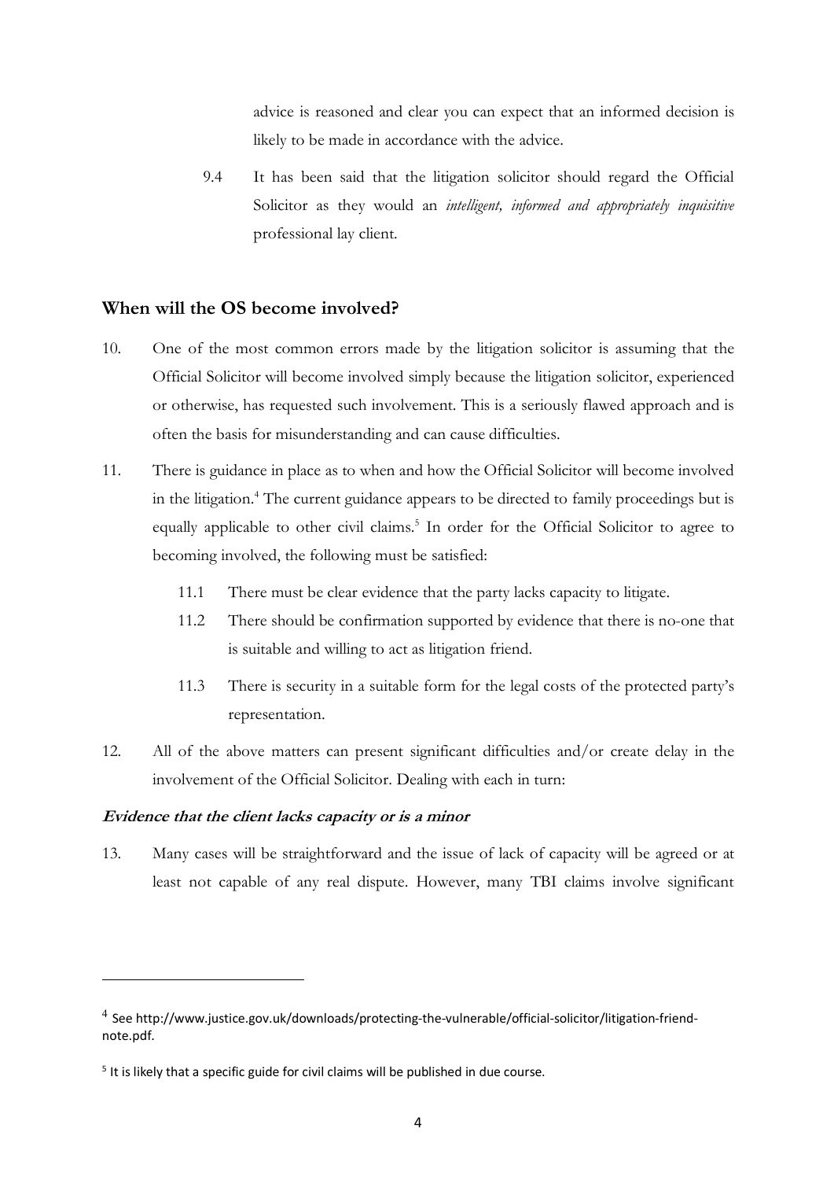advice is reasoned and clear you can expect that an informed decision is likely to be made in accordance with the advice.

9.4 It has been said that the litigation solicitor should regard the Official Solicitor as they would an *intelligent, informed and appropriately inquisitive* professional lay client.

## When will the OS become involved?

10. One of the most common errors made by the litigation solicitor is assuming that the Official Solicitor will become involved simply because the litigation solicitor, experienced or otherwise, has requested such involvement. This is a seriously flawed approach and is often the basis for misunderstanding and can cause difficulties.

11. There is guidance in place as to when and how the Official Solicitor will become involved in the litigation.[4] The current guidance appears to be directed to family proceedings but is equally applicable to other civil claims.[5] In order for the Official Solicitor to agree to becoming involved, the following must be satisfied:

    11.1 There must be clear evidence that the party lacks capacity to litigate.

    11.2 There should be confirmation supported by evidence that there is no-one that is suitable and willing to act as litigation friend.

    11.3 There is security in a suitable form for the legal costs of the protected party's representation.

12. All of the above matters can present significant difficulties and/or create delay in the involvement of the Official Solicitor. Dealing with each in turn:

### *Evidence that the client lacks capacity or is a minor*

13. Many cases will be straightforward and the issue of lack of capacity will be agreed or at least not capable of any real dispute. However, many TBI claims involve significant

---

[4] See http://www.justice.gov.uk/downloads/protecting-the-vulnerable/official-solicitor/litigation-friend-note.pdf.

[5] It is likely that a specific guide for civil claims will be published in due course.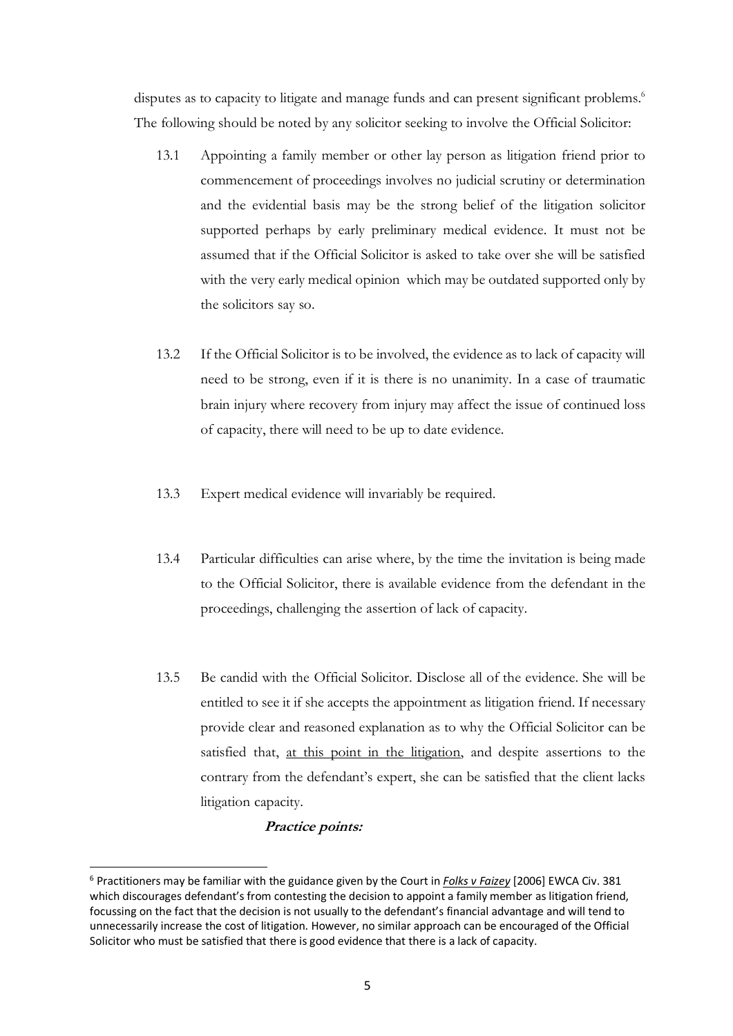disputes as to capacity to litigate and manage funds and can present significant problems.[6] The following should be noted by any solicitor seeking to involve the Official Solicitor:

13.1 Appointing a family member or other lay person as litigation friend prior to commencement of proceedings involves no judicial scrutiny or determination and the evidential basis may be the strong belief of the litigation solicitor supported perhaps by early preliminary medical evidence. It must not be assumed that if the Official Solicitor is asked to take over she will be satisfied with the very early medical opinion which may be outdated supported only by the solicitors say so.

13.2 If the Official Solicitor is to be involved, the evidence as to lack of capacity will need to be strong, even if it is there is no unanimity. In a case of traumatic brain injury where recovery from injury may affect the issue of continued loss of capacity, there will need to be up to date evidence.

13.3 Expert medical evidence will invariably be required.

13.4 Particular difficulties can arise where, by the time the invitation is being made to the Official Solicitor, there is available evidence from the defendant in the proceedings, challenging the assertion of lack of capacity.

13.5 Be candid with the Official Solicitor. Disclose all of the evidence. She will be entitled to see it if she accepts the appointment as litigation friend. If necessary provide clear and reasoned explanation as to why the Official Solicitor can be satisfied that, <u>at this point in the litigation</u>, and despite assertions to the contrary from the defendant's expert, she can be satisfied that the client lacks litigation capacity.

***Practice points:***

---

[6] Practitioners may be familiar with the guidance given by the Court in ***Folks v Faizey*** [2006] EWCA Civ. 381 which discourages defendant's from contesting the decision to appoint a family member as litigation friend, focussing on the fact that the decision is not usually to the defendant's financial advantage and will tend to unnecessarily increase the cost of litigation. However, no similar approach can be encouraged of the Official Solicitor who must be satisfied that there is good evidence that there is a lack of capacity.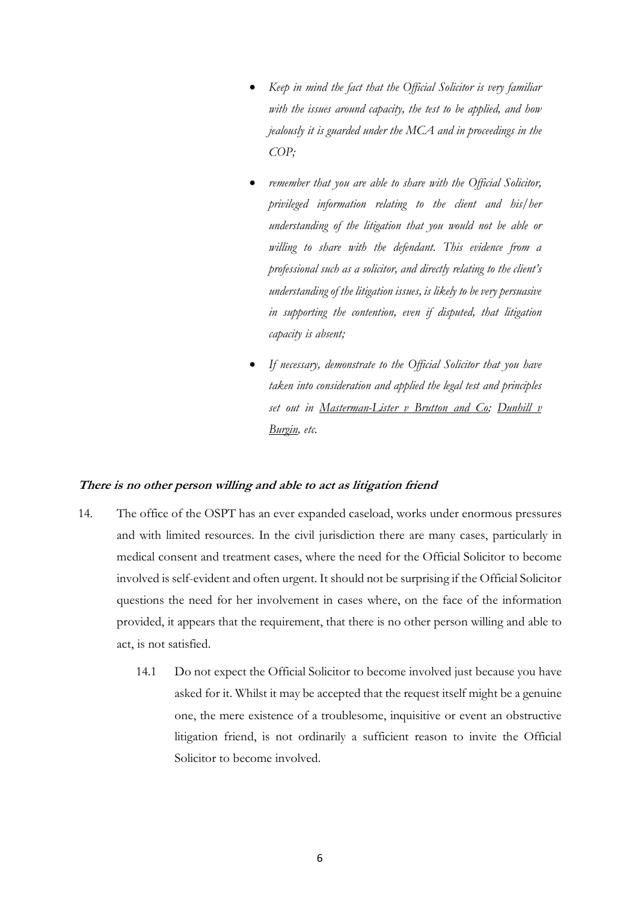- *Keep in mind the fact that the Official Solicitor is very familiar with the issues around capacity, the test to be applied, and how jealously it is guarded under the MCA and in proceedings in the COP;*

- *remember that you are able to share with the Official Solicitor, privileged information relating to the client and his/her understanding of the litigation that you would not be able or willing to share with the defendant. This evidence from a professional such as a solicitor, and directly relating to the client's understanding of the litigation issues, is likely to be very persuasive in supporting the contention, even if disputed, that litigation capacity is absent;*

- *If necessary, demonstrate to the Official Solicitor that you have taken into consideration and applied the legal test and principles set out in Masterman-Lister v Brutton and Co; Dunhill v Burgin, etc.*

### ***There is no other person willing and able to act as litigation friend***

14. The office of the OSPT has an ever expanded caseload, works under enormous pressures and with limited resources. In the civil jurisdiction there are many cases, particularly in medical consent and treatment cases, where the need for the Official Solicitor to become involved is self-evident and often urgent. It should not be surprising if the Official Solicitor questions the need for her involvement in cases where, on the face of the information provided, it appears that the requirement, that there is no other person willing and able to act, is not satisfied.

    14.1 Do not expect the Official Solicitor to become involved just because you have asked for it. Whilst it may be accepted that the request itself might be a genuine one, the mere existence of a troublesome, inquisitive or event an obstructive litigation friend, is not ordinarily a sufficient reason to invite the Official Solicitor to become involved.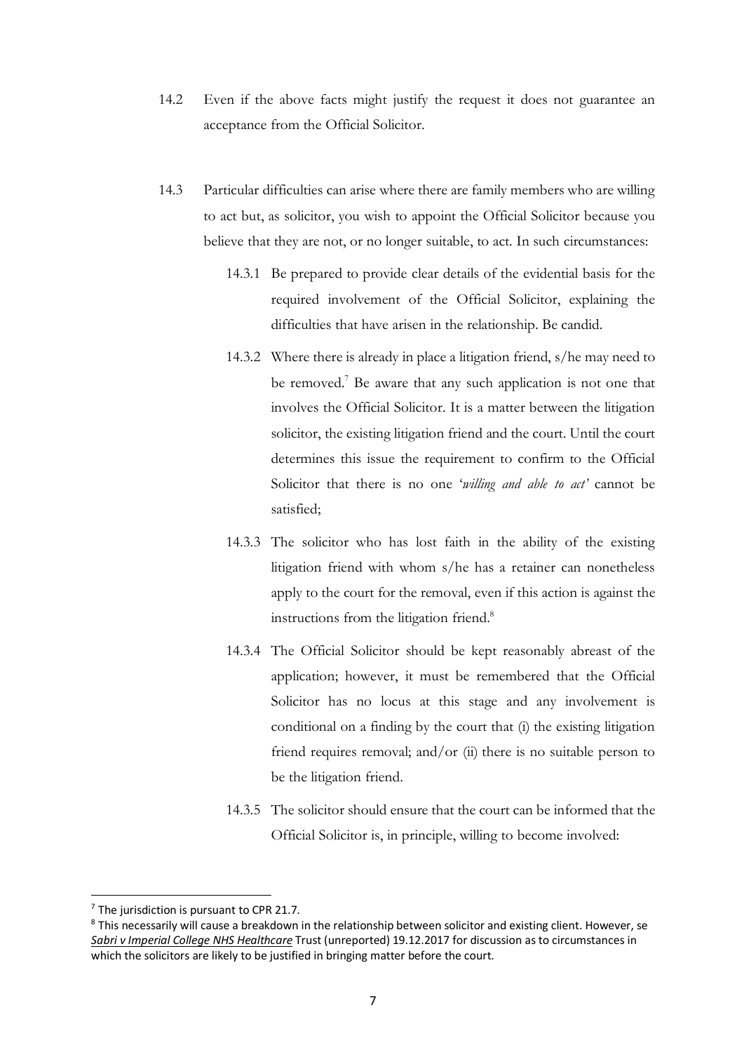14.2 Even if the above facts might justify the request it does not guarantee an acceptance from the Official Solicitor.

14.3 Particular difficulties can arise where there are family members who are willing to act but, as solicitor, you wish to appoint the Official Solicitor because you believe that they are not, or no longer suitable, to act. In such circumstances:

14.3.1 Be prepared to provide clear details of the evidential basis for the required involvement of the Official Solicitor, explaining the difficulties that have arisen in the relationship. Be candid.

14.3.2 Where there is already in place a litigation friend, s/he may need to be removed.[7] Be aware that any such application is not one that involves the Official Solicitor. It is a matter between the litigation solicitor, the existing litigation friend and the court. Until the court determines this issue the requirement to confirm to the Official Solicitor that there is no one '*willing and able to act'* cannot be satisfied;

14.3.3 The solicitor who has lost faith in the ability of the existing litigation friend with whom s/he has a retainer can nonetheless apply to the court for the removal, even if this action is against the instructions from the litigation friend.[8]

14.3.4 The Official Solicitor should be kept reasonably abreast of the application; however, it must be remembered that the Official Solicitor has no locus at this stage and any involvement is conditional on a finding by the court that (i) the existing litigation friend requires removal; and/or (ii) there is no suitable person to be the litigation friend.

14.3.5 The solicitor should ensure that the court can be informed that the Official Solicitor is, in principle, willing to become involved:

---

[7] The jurisdiction is pursuant to CPR 21.7.

[8] This necessarily will cause a breakdown in the relationship between solicitor and existing client. However, se *Sabri v Imperial College NHS Healthcare* Trust (unreported) 19.12.2017 for discussion as to circumstances in which the solicitors are likely to be justified in bringing matter before the court.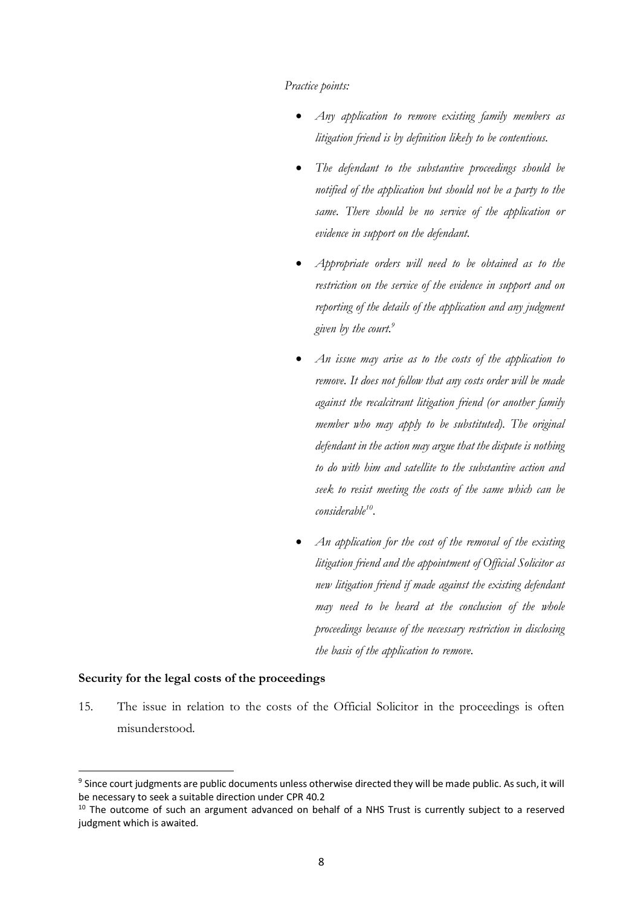*Practice points:*

- *Any application to remove existing family members as litigation friend is by definition likely to be contentious.*
- *The defendant to the substantive proceedings should be notified of the application but should not be a party to the same. There should be no service of the application or evidence in support on the defendant.*
- *Appropriate orders will need to be obtained as to the restriction on the service of the evidence in support and on reporting of the details of the application and any judgment given by the court.*[9]
- *An issue may arise as to the costs of the application to remove. It does not follow that any costs order will be made against the recalcitrant litigation friend (or another family member who may apply to be substituted). The original defendant in the action may argue that the dispute is nothing to do with him and satellite to the substantive action and seek to resist meeting the costs of the same which can be considerable*[10]*.*
- *An application for the cost of the removal of the existing litigation friend and the appointment of Official Solicitor as new litigation friend if made against the existing defendant may need to be heard at the conclusion of the whole proceedings because of the necessary restriction in disclosing the basis of the application to remove.*

**Security for the legal costs of the proceedings**

15. The issue in relation to the costs of the Official Solicitor in the proceedings is often misunderstood.

---

[9] Since court judgments are public documents unless otherwise directed they will be made public. As such, it will be necessary to seek a suitable direction under CPR 40.2

[10] The outcome of such an argument advanced on behalf of a NHS Trust is currently subject to a reserved judgment which is awaited.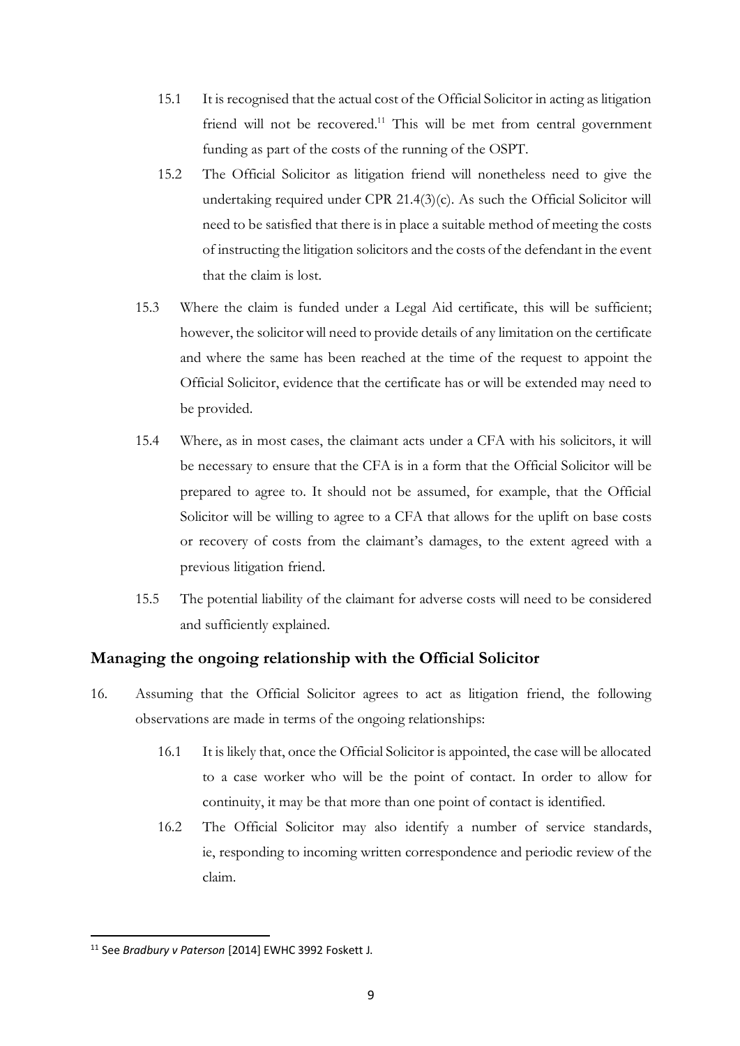15.1 It is recognised that the actual cost of the Official Solicitor in acting as litigation friend will not be recovered.[11] This will be met from central government funding as part of the costs of the running of the OSPT.

15.2 The Official Solicitor as litigation friend will nonetheless need to give the undertaking required under CPR 21.4(3)(c). As such the Official Solicitor will need to be satisfied that there is in place a suitable method of meeting the costs of instructing the litigation solicitors and the costs of the defendant in the event that the claim is lost.

15.3 Where the claim is funded under a Legal Aid certificate, this will be sufficient; however, the solicitor will need to provide details of any limitation on the certificate and where the same has been reached at the time of the request to appoint the Official Solicitor, evidence that the certificate has or will be extended may need to be provided.

15.4 Where, as in most cases, the claimant acts under a CFA with his solicitors, it will be necessary to ensure that the CFA is in a form that the Official Solicitor will be prepared to agree to. It should not be assumed, for example, that the Official Solicitor will be willing to agree to a CFA that allows for the uplift on base costs or recovery of costs from the claimant's damages, to the extent agreed with a previous litigation friend.

15.5 The potential liability of the claimant for adverse costs will need to be considered and sufficiently explained.

## Managing the ongoing relationship with the Official Solicitor

16. Assuming that the Official Solicitor agrees to act as litigation friend, the following observations are made in terms of the ongoing relationships:

16.1 It is likely that, once the Official Solicitor is appointed, the case will be allocated to a case worker who will be the point of contact. In order to allow for continuity, it may be that more than one point of contact is identified.

16.2 The Official Solicitor may also identify a number of service standards, ie, responding to incoming written correspondence and periodic review of the claim.

---

[11] See *Bradbury v Paterson* [2014] EWHC 3992 Foskett J.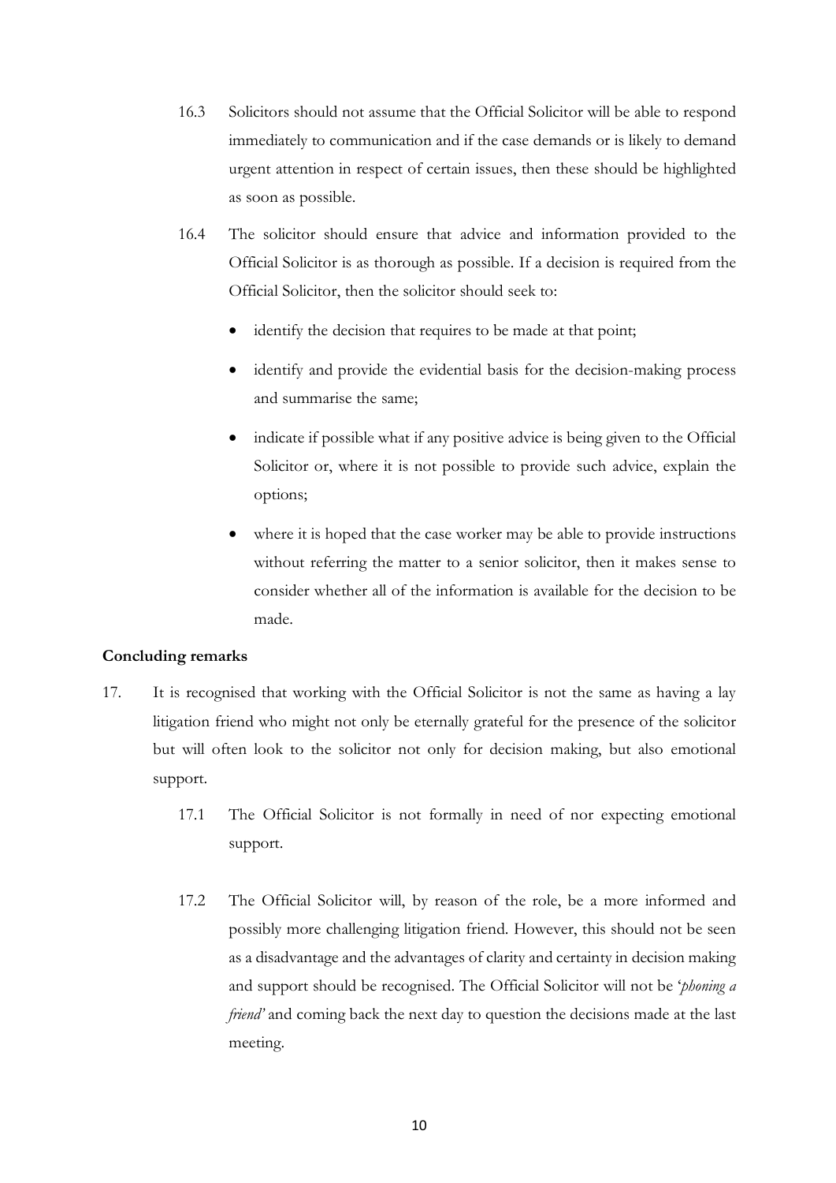16.3 Solicitors should not assume that the Official Solicitor will be able to respond immediately to communication and if the case demands or is likely to demand urgent attention in respect of certain issues, then these should be highlighted as soon as possible.

16.4 The solicitor should ensure that advice and information provided to the Official Solicitor is as thorough as possible. If a decision is required from the Official Solicitor, then the solicitor should seek to:

- identify the decision that requires to be made at that point;
- identify and provide the evidential basis for the decision-making process and summarise the same;
- indicate if possible what if any positive advice is being given to the Official Solicitor or, where it is not possible to provide such advice, explain the options;
- where it is hoped that the case worker may be able to provide instructions without referring the matter to a senior solicitor, then it makes sense to consider whether all of the information is available for the decision to be made.

**Concluding remarks**

17. It is recognised that working with the Official Solicitor is not the same as having a lay litigation friend who might not only be eternally grateful for the presence of the solicitor but will often look to the solicitor not only for decision making, but also emotional support.

17.1 The Official Solicitor is not formally in need of nor expecting emotional support.

17.2 The Official Solicitor will, by reason of the role, be a more informed and possibly more challenging litigation friend. However, this should not be seen as a disadvantage and the advantages of clarity and certainty in decision making and support should be recognised. The Official Solicitor will not be '*phoning a friend'* and coming back the next day to question the decisions made at the last meeting.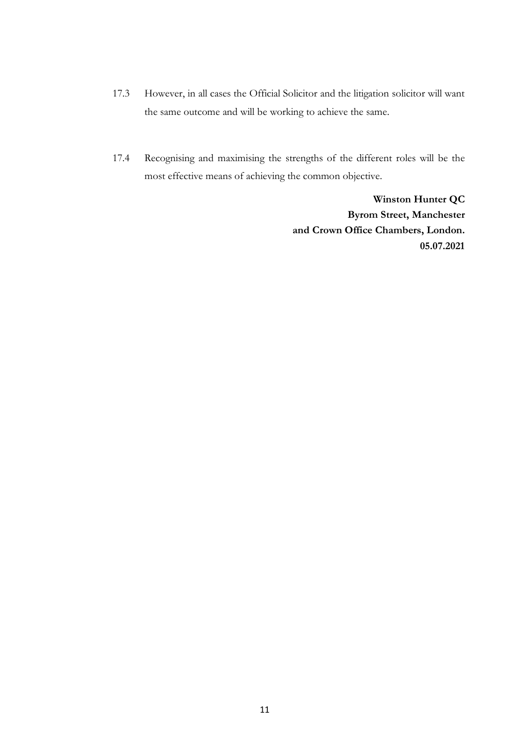17.3 However, in all cases the Official Solicitor and the litigation solicitor will want the same outcome and will be working to achieve the same.

17.4 Recognising and maximising the strengths of the different roles will be the most effective means of achieving the common objective.

**Winston Hunter QC**
**Byrom Street, Manchester**
**and Crown Office Chambers, London.**
**05.07.2021**